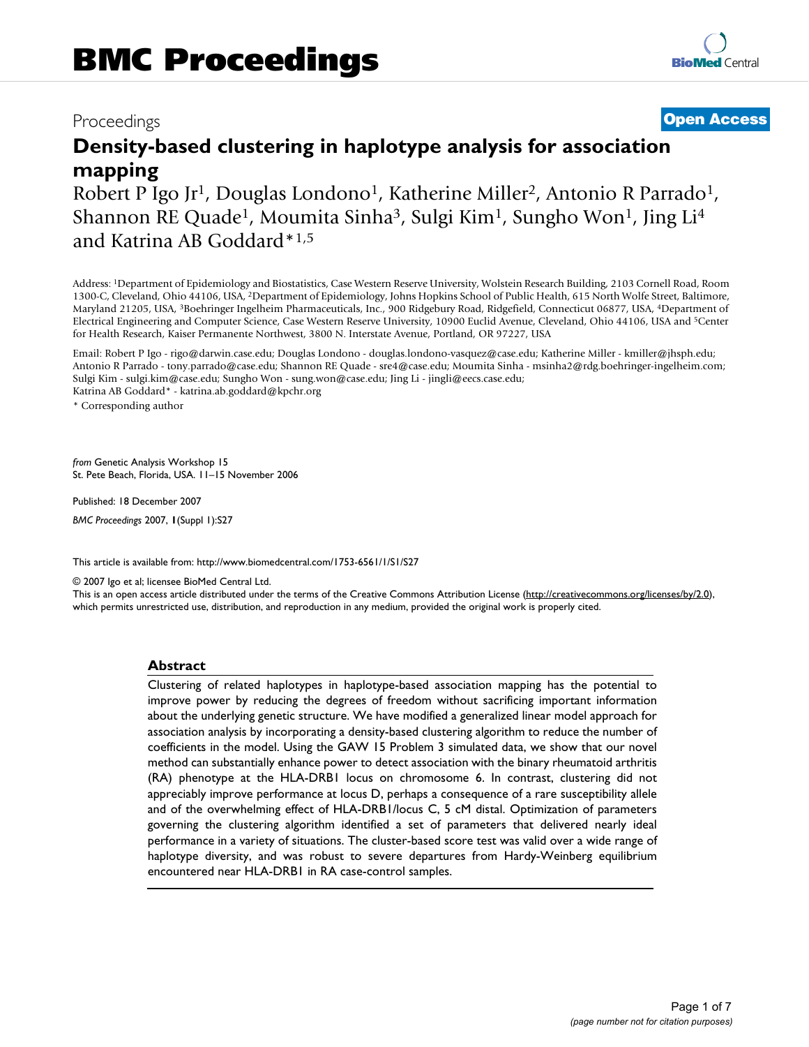# BMC Proceedings

Proceedings

**Open Access**

# Density-based clustering in haplotype analysis for association mapping

Robert P Igo Jr[1], Douglas Londono[1], Katherine Miller[2], Antonio R Parrado[1], Shannon RE Quade[1], Moumita Sinha[3], Sulgi Kim[1], Sungho Won[1], Jing Li[4] and Katrina AB Goddard*[1,5]

Address: [1]Department of Epidemiology and Biostatistics, Case Western Reserve University, Wolstein Research Building, 2103 Cornell Road, Room 1300-C, Cleveland, Ohio 44106, USA, [2]Department of Epidemiology, Johns Hopkins School of Public Health, 615 North Wolfe Street, Baltimore, Maryland 21205, USA, [3]Boehringer Ingelheim Pharmaceuticals, Inc., 900 Ridgebury Road, Ridgefield, Connecticut 06877, USA, [4]Department of Electrical Engineering and Computer Science, Case Western Reserve University, 10900 Euclid Avenue, Cleveland, Ohio 44106, USA and [5]Center for Health Research, Kaiser Permanente Northwest, 3800 N. Interstate Avenue, Portland, OR 97227, USA

Email: Robert P Igo - rigo@darwin.case.edu; Douglas Londono - douglas.londono-vasquez@case.edu; Katherine Miller - kmiller@jhsph.edu; Antonio R Parrado - tony.parrado@case.edu; Shannon RE Quade - sre4@case.edu; Moumita Sinha - msinha2@rdg.boehringer-ingelheim.com; Sulgi Kim - sulgi.kim@case.edu; Sungho Won - sung.won@case.edu; Jing Li - jingli@eecs.case.edu; Katrina AB Goddard* - katrina.ab.goddard@kpchr.org

* Corresponding author

*from* Genetic Analysis Workshop 15
St. Pete Beach, Florida, USA. 11–15 November 2006

Published: 18 December 2007

*BMC Proceedings* 2007, **1**(Suppl 1):S27

This article is available from: http://www.biomedcentral.com/1753-6561/1/S1/S27

© 2007 Igo et al; licensee BioMed Central Ltd.
This is an open access article distributed under the terms of the Creative Commons Attribution License (http://creativecommons.org/licenses/by/2.0), which permits unrestricted use, distribution, and reproduction in any medium, provided the original work is properly cited.

## Abstract

Clustering of related haplotypes in haplotype-based association mapping has the potential to improve power by reducing the degrees of freedom without sacrificing important information about the underlying genetic structure. We have modified a generalized linear model approach for association analysis by incorporating a density-based clustering algorithm to reduce the number of coefficients in the model. Using the GAW 15 Problem 3 simulated data, we show that our novel method can substantially enhance power to detect association with the binary rheumatoid arthritis (RA) phenotype at the HLA-DRB1 locus on chromosome 6. In contrast, clustering did not appreciably improve performance at locus D, perhaps a consequence of a rare susceptibility allele and of the overwhelming effect of HLA-DRB1/locus C, 5 cM distal. Optimization of parameters governing the clustering algorithm identified a set of parameters that delivered nearly ideal performance in a variety of situations. The cluster-based score test was valid over a wide range of haplotype diversity, and was robust to severe departures from Hardy-Weinberg equilibrium encountered near HLA-DRB1 in RA case-control samples.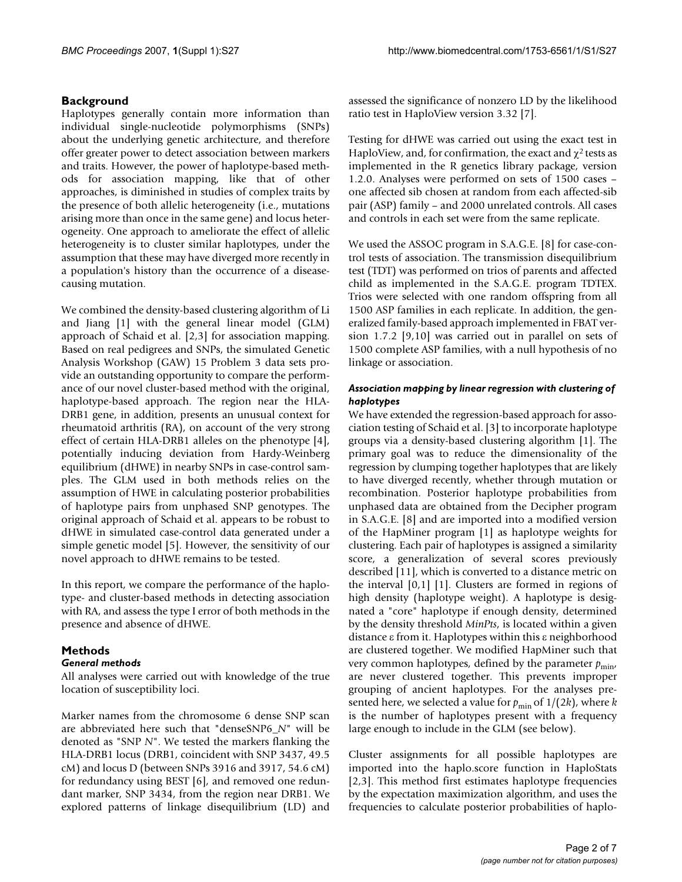## Background

Haplotypes generally contain more information than individual single-nucleotide polymorphisms (SNPs) about the underlying genetic architecture, and therefore offer greater power to detect association between markers and traits. However, the power of haplotype-based methods for association mapping, like that of other approaches, is diminished in studies of complex traits by the presence of both allelic heterogeneity (i.e., mutations arising more than once in the same gene) and locus heterogeneity. One approach to ameliorate the effect of allelic heterogeneity is to cluster similar haplotypes, under the assumption that these may have diverged more recently in a population's history than the occurrence of a disease-causing mutation.

We combined the density-based clustering algorithm of Li and Jiang [1] with the general linear model (GLM) approach of Schaid et al. [2,3] for association mapping. Based on real pedigrees and SNPs, the simulated Genetic Analysis Workshop (GAW) 15 Problem 3 data sets provide an outstanding opportunity to compare the performance of our novel cluster-based method with the original, haplotype-based approach. The region near the HLA-DRB1 gene, in addition, presents an unusual context for rheumatoid arthritis (RA), on account of the very strong effect of certain HLA-DRB1 alleles on the phenotype [4], potentially inducing deviation from Hardy-Weinberg equilibrium (dHWE) in nearby SNPs in case-control samples. The GLM used in both methods relies on the assumption of HWE in calculating posterior probabilities of haplotype pairs from unphased SNP genotypes. The original approach of Schaid et al. appears to be robust to dHWE in simulated case-control data generated under a simple genetic model [5]. However, the sensitivity of our novel approach to dHWE remains to be tested.

In this report, we compare the performance of the haplotype- and cluster-based methods in detecting association with RA, and assess the type I error of both methods in the presence and absence of dHWE.

## Methods

### General methods

All analyses were carried out with knowledge of the true location of susceptibility loci.

Marker names from the chromosome 6 dense SNP scan are abbreviated here such that "denseSNP6_*N*" will be denoted as "SNP *N*". We tested the markers flanking the HLA-DRB1 locus (DRB1, coincident with SNP 3437, 49.5 cM) and locus D (between SNPs 3916 and 3917, 54.6 cM) for redundancy using BEST [6], and removed one redundant marker, SNP 3434, from the region near DRB1. We explored patterns of linkage disequilibrium (LD) and assessed the significance of nonzero LD by the likelihood ratio test in HaploView version 3.32 [7].

Testing for dHWE was carried out using the exact test in HaploView, and, for confirmation, the exact and $\chi^2$ tests as implemented in the R genetics library package, version 1.2.0. Analyses were performed on sets of 1500 cases – one affected sib chosen at random from each affected-sib pair (ASP) family – and 2000 unrelated controls. All cases and controls in each set were from the same replicate.

We used the ASSOC program in S.A.G.E. [8] for case-control tests of association. The transmission disequilibrium test (TDT) was performed on trios of parents and affected child as implemented in the S.A.G.E. program TDTEX. Trios were selected with one random offspring from all 1500 ASP families in each replicate. In addition, the generalized family-based approach implemented in FBAT version 1.7.2 [9,10] was carried out in parallel on sets of 1500 complete ASP families, with a null hypothesis of no linkage or association.

### *Association mapping by linear regression with clustering of haplotypes*

We have extended the regression-based approach for association testing of Schaid et al. [3] to incorporate haplotype groups via a density-based clustering algorithm [1]. The primary goal was to reduce the dimensionality of the regression by clumping together haplotypes that are likely to have diverged recently, whether through mutation or recombination. Posterior haplotype probabilities from unphased data are obtained from the Decipher program in S.A.G.E. [8] and are imported into a modified version of the HapMiner program [1] as haplotype weights for clustering. Each pair of haplotypes is assigned a similarity score, a generalization of several scores previously described [11], which is converted to a distance metric on the interval [0,1] [1]. Clusters are formed in regions of high density (haplotype weight). A haplotype is designated a "core" haplotype if enough density, determined by the density threshold *MinPts*, is located within a given distance ε from it. Haplotypes within this ε neighborhood are clustered together. We modified HapMiner such that very common haplotypes, defined by the parameter $p_{\min}$, are never clustered together. This prevents improper grouping of ancient haplotypes. For the analyses presented here, we selected a value for $p_{\min}$ of $1/(2k)$, where $k$ is the number of haplotypes present with a frequency large enough to include in the GLM (see below).

Cluster assignments for all possible haplotypes are imported into the haplo.score function in HaploStats [2,3]. This method first estimates haplotype frequencies by the expectation maximization algorithm, and uses the frequencies to calculate posterior probabilities of haplo-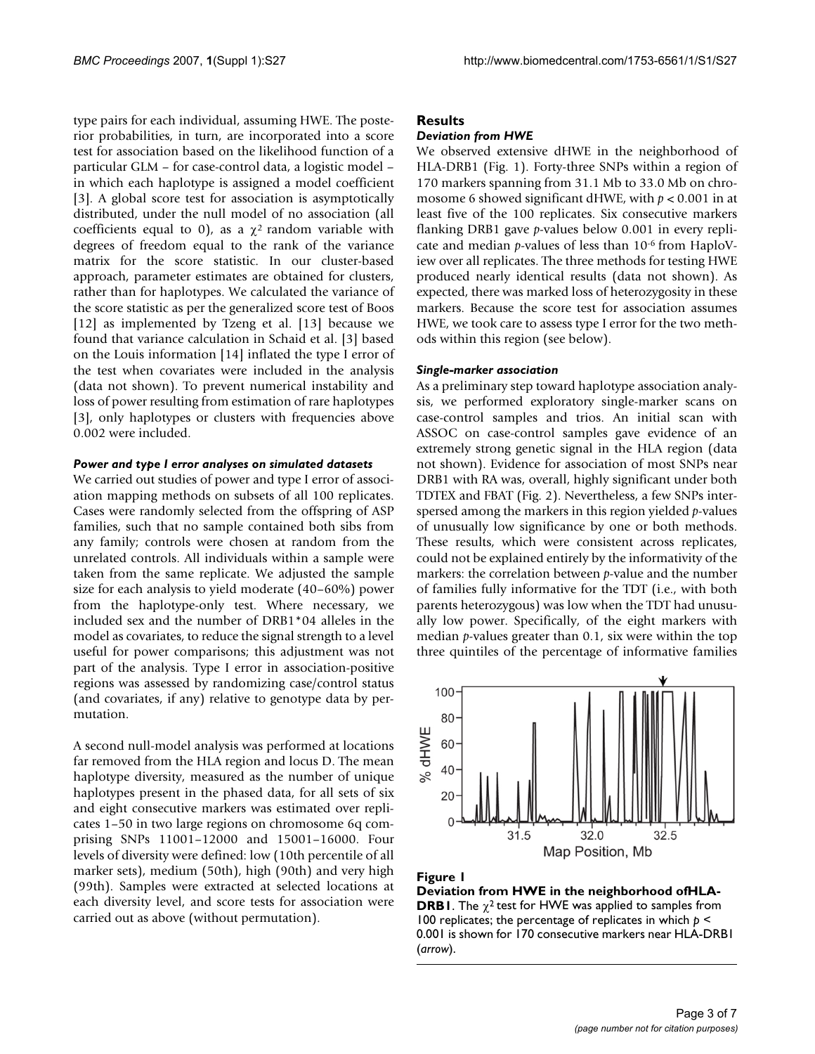type pairs for each individual, assuming HWE. The posterior probabilities, in turn, are incorporated into a score test for association based on the likelihood function of a particular GLM – for case-control data, a logistic model – in which each haplotype is assigned a model coefficient [3]. A global score test for association is asymptotically distributed, under the null model of no association (all coefficients equal to 0), as a $\chi^2$ random variable with degrees of freedom equal to the rank of the variance matrix for the score statistic. In our cluster-based approach, parameter estimates are obtained for clusters, rather than for haplotypes. We calculated the variance of the score statistic as per the generalized score test of Boos [12] as implemented by Tzeng et al. [13] because we found that variance calculation in Schaid et al. [3] based on the Louis information [14] inflated the type I error of the test when covariates were included in the analysis (data not shown). To prevent numerical instability and loss of power resulting from estimation of rare haplotypes [3], only haplotypes or clusters with frequencies above 0.002 were included.

### *Power and type I error analyses on simulated datasets*

We carried out studies of power and type I error of association mapping methods on subsets of all 100 replicates. Cases were randomly selected from the offspring of ASP families, such that no sample contained both sibs from any family; controls were chosen at random from the unrelated controls. All individuals within a sample were taken from the same replicate. We adjusted the sample size for each analysis to yield moderate (40–60%) power from the haplotype-only test. Where necessary, we included sex and the number of DRB1*04 alleles in the model as covariates, to reduce the signal strength to a level useful for power comparisons; this adjustment was not part of the analysis. Type I error in association-positive regions was assessed by randomizing case/control status (and covariates, if any) relative to genotype data by permutation.

A second null-model analysis was performed at locations far removed from the HLA region and locus D. The mean haplotype diversity, measured as the number of unique haplotypes present in the phased data, for all sets of six and eight consecutive markers was estimated over replicates 1–50 in two large regions on chromosome 6q comprising SNPs 11001–12000 and 15001–16000. Four levels of diversity were defined: low (10th percentile of all marker sets), medium (50th), high (90th) and very high (99th). Samples were extracted at selected locations at each diversity level, and score tests for association were carried out as above (without permutation).

## Results

### *Deviation from HWE*

We observed extensive dHWE in the neighborhood of HLA-DRB1 (Fig. 1). Forty-three SNPs within a region of 170 markers spanning from 31.1 Mb to 33.0 Mb on chromosome 6 showed significant dHWE, with $p < 0.001$ in at least five of the 100 replicates. Six consecutive markers flanking DRB1 gave $p$-values below 0.001 in every replicate and median $p$-values of less than $10^{-6}$ from HaploView over all replicates. The three methods for testing HWE produced nearly identical results (data not shown). As expected, there was marked loss of heterozygosity in these markers. Because the score test for association assumes HWE, we took care to assess type I error for the two methods within this region (see below).

### *Single-marker association*

As a preliminary step toward haplotype association analysis, we performed exploratory single-marker scans on case-control samples and trios. An initial scan with ASSOC on case-control samples gave evidence of an extremely strong genetic signal in the HLA region (data not shown). Evidence for association of most SNPs near DRB1 with RA was, overall, highly significant under both TDTEX and FBAT (Fig. 2). Nevertheless, a few SNPs interspersed among the markers in this region yielded $p$-values of unusually low significance by one or both methods. These results, which were consistent across replicates, could not be explained entirely by the informativity of the markers: the correlation between $p$-value and the number of families fully informative for the TDT (i.e., with both parents heterozygous) was low when the TDT had unusually low power. Specifically, of the eight markers with median $p$-values greater than 0.1, six were within the top three quintiles of the percentage of informative families

**Figure 1**

**Deviation from HWE in the neighborhood ofHLA-DRB1**. The $\chi^2$ test for HWE was applied to samples from 100 replicates; the percentage of replicates in which $p < 0.001$ is shown for 170 consecutive markers near HLA-DRB1 (*arrow*).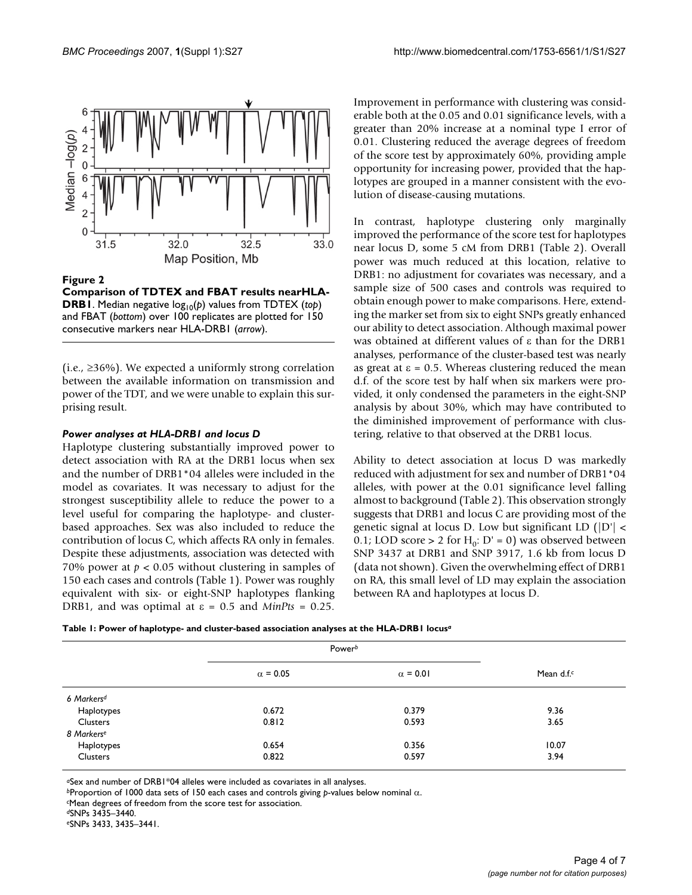**Figure 2**

**Comparison of TDTEX and FBAT results nearHLA-DRB1**. Median negative $\log_{10}(p)$ values from TDTEX (*top*) and FBAT (*bottom*) over 100 replicates are plotted for 150 consecutive markers near HLA-DRB1 (*arrow*).

(i.e., ≥36%). We expected a uniformly strong correlation between the available information on transmission and power of the TDT, and we were unable to explain this surprising result.

### *Power analyses at HLA-DRB1 and locus D*

Haplotype clustering substantially improved power to detect association with RA at the DRB1 locus when sex and the number of DRB1*04 alleles were included in the model as covariates. It was necessary to adjust for the strongest susceptibility allele to reduce the power to a level useful for comparing the haplotype- and cluster-based approaches. Sex was also included to reduce the contribution of locus C, which affects RA only in females. Despite these adjustments, association was detected with 70% power at $p < 0.05$ without clustering in samples of 150 each cases and controls (Table 1). Power was roughly equivalent with six- or eight-SNP haplotypes flanking DRB1, and was optimal at $\varepsilon = 0.5$ and *MinPts* = 0.25. Improvement in performance with clustering was considerable both at the 0.05 and 0.01 significance levels, with a greater than 20% increase at a nominal type I error of 0.01. Clustering reduced the average degrees of freedom of the score test by approximately 60%, providing ample opportunity for increasing power, provided that the haplotypes are grouped in a manner consistent with the evolution of disease-causing mutations.

In contrast, haplotype clustering only marginally improved the performance of the score test for haplotypes near locus D, some 5 cM from DRB1 (Table 2). Overall power was much reduced at this location, relative to DRB1: no adjustment for covariates was necessary, and a sample size of 500 cases and controls was required to obtain enough power to make comparisons. Here, extending the marker set from six to eight SNPs greatly enhanced our ability to detect association. Although maximal power was obtained at different values of ε than for the DRB1 analyses, performance of the cluster-based test was nearly as great at $\varepsilon = 0.5$. Whereas clustering reduced the mean d.f. of the score test by half when six markers were provided, it only condensed the parameters in the eight-SNP analysis by about 30%, which may have contributed to the diminished improvement of performance with clustering, relative to that observed at the DRB1 locus.

Ability to detect association at locus D was markedly reduced with adjustment for sex and number of DRB1*04 alleles, with power at the 0.01 significance level falling almost to background (Table 2). This observation strongly suggests that DRB1 and locus C are providing most of the genetic signal at locus D. Low but significant LD ($|D'| < 0.1$; LOD score > 2 for $H_0$: $D' = 0$) was observed between SNP 3437 at DRB1 and SNP 3917, 1.6 kb from locus D (data not shown). Given the overwhelming effect of DRB1 on RA, this small level of LD may explain the association between RA and haplotypes at locus D.

**Table 1: Power of haplotype- and cluster-based association analyses at the HLA-DRB1 locus[a]**

| | Power[b] | | |
|---|---|---|---|
| | $\alpha = 0.05$ | $\alpha = 0.01$ | Mean d.f.[c] |
| *6 Markers[d]* | | | |
| Haplotypes | 0.672 | 0.379 | 9.36 |
| Clusters | 0.812 | 0.593 | 3.65 |
| *8 Markers[e]* | | | |
| Haplotypes | 0.654 | 0.356 | 10.07 |
| Clusters | 0.822 | 0.597 | 3.94 |

[a]Sex and number of DRB1*04 alleles were included as covariates in all analyses.
[b]Proportion of 1000 data sets of 150 each cases and controls giving *p*-values below nominal α.
[c]Mean degrees of freedom from the score test for association.
[d]SNPs 3435–3440.
[e]SNPs 3433, 3435–3441.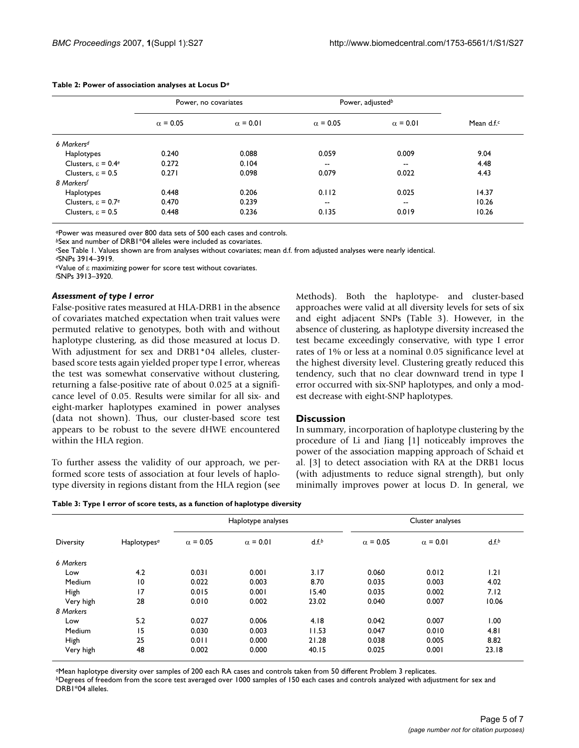**Table 2: Power of association analyses at Locus D[a]**

| | Power, no covariates | | Power, adjusted[b] | | |
|---|---|---|---|---|---|
| | $\alpha = 0.05$ | $\alpha = 0.01$ | $\alpha = 0.05$ | $\alpha = 0.01$ | Mean d.f.[c] |
| *6 Markers[d]* | | | | | |
| Haplotypes | 0.240 | 0.088 | 0.059 | 0.009 | 9.04 |
| Clusters, $\varepsilon = 0.4$[e] | 0.272 | 0.104 | -- | -- | 4.48 |
| Clusters, $\varepsilon = 0.5$ | 0.271 | 0.098 | 0.079 | 0.022 | 4.43 |
| *8 Markers[f]* | | | | | |
| Haplotypes | 0.448 | 0.206 | 0.112 | 0.025 | 14.37 |
| Clusters, $\varepsilon = 0.7$[e] | 0.470 | 0.239 | -- | -- | 10.26 |
| Clusters, $\varepsilon = 0.5$ | 0.448 | 0.236 | 0.135 | 0.019 | 10.26 |

[a]Power was measured over 800 data sets of 500 each cases and controls.
[b]Sex and number of DRB1*04 alleles were included as covariates.
[c]See Table 1. Values shown are from analyses without covariates; mean d.f. from adjusted analyses were nearly identical.
[d]SNPs 3914–3919.
[e]Value of $\varepsilon$ maximizing power for score test without covariates.
[f]SNPs 3913–3920.

### *Assessment of type I error*

False-positive rates measured at HLA-DRB1 in the absence of covariates matched expectation when trait values were permuted relative to genotypes, both with and without haplotype clustering, as did those measured at locus D. With adjustment for sex and DRB1*04 alleles, cluster-based score tests again yielded proper type I error, whereas the test was somewhat conservative without clustering, returning a false-positive rate of about 0.025 at a significance level of 0.05. Results were similar for all six- and eight-marker haplotypes examined in power analyses (data not shown). Thus, our cluster-based score test appears to be robust to the severe dHWE encountered within the HLA region.

To further assess the validity of our approach, we performed score tests of association at four levels of haplotype diversity in regions distant from the HLA region (see Methods). Both the haplotype- and cluster-based approaches were valid at all diversity levels for sets of six and eight adjacent SNPs (Table 3). However, in the absence of clustering, as haplotype diversity increased the test became exceedingly conservative, with type I error rates of 1% or less at a nominal 0.05 significance level at the highest diversity level. Clustering greatly reduced this tendency, such that no clear downward trend in type I error occurred with six-SNP haplotypes, and only a modest decrease with eight-SNP haplotypes.

## Discussion

In summary, incorporation of haplotype clustering by the procedure of Li and Jiang [1] noticeably improves the power of the association mapping approach of Schaid et al. [3] to detect association with RA at the DRB1 locus (with adjustments to reduce signal strength), but only minimally improves power at locus D. In general, we

**Table 3: Type I error of score tests, as a function of haplotype diversity**

| | | Haplotype analyses | | | Cluster analyses | | |
|---|---|---|---|---|---|---|---|
| Diversity | Haplotypes[a] | $\alpha = 0.05$ | $\alpha = 0.01$ | d.f.[b] | $\alpha = 0.05$ | $\alpha = 0.01$ | d.f.[b] |
| *6 Markers* | | | | | | | |
| Low | 4.2 | 0.031 | 0.001 | 3.17 | 0.060 | 0.012 | 1.21 |
| Medium | 10 | 0.022 | 0.003 | 8.70 | 0.035 | 0.003 | 4.02 |
| High | 17 | 0.015 | 0.001 | 15.40 | 0.035 | 0.002 | 7.12 |
| Very high | 28 | 0.010 | 0.002 | 23.02 | 0.040 | 0.007 | 10.06 |
| *8 Markers* | | | | | | | |
| Low | 5.2 | 0.027 | 0.006 | 4.18 | 0.042 | 0.007 | 1.00 |
| Medium | 15 | 0.030 | 0.003 | 11.53 | 0.047 | 0.010 | 4.81 |
| High | 25 | 0.011 | 0.000 | 21.28 | 0.038 | 0.005 | 8.82 |
| Very high | 48 | 0.002 | 0.000 | 40.15 | 0.025 | 0.001 | 23.18 |

[a]Mean haplotype diversity over samples of 200 each RA cases and controls taken from 50 different Problem 3 replicates.
[b]Degrees of freedom from the score test averaged over 1000 samples of 150 each cases and controls analyzed with adjustment for sex and DRB1*04 alleles.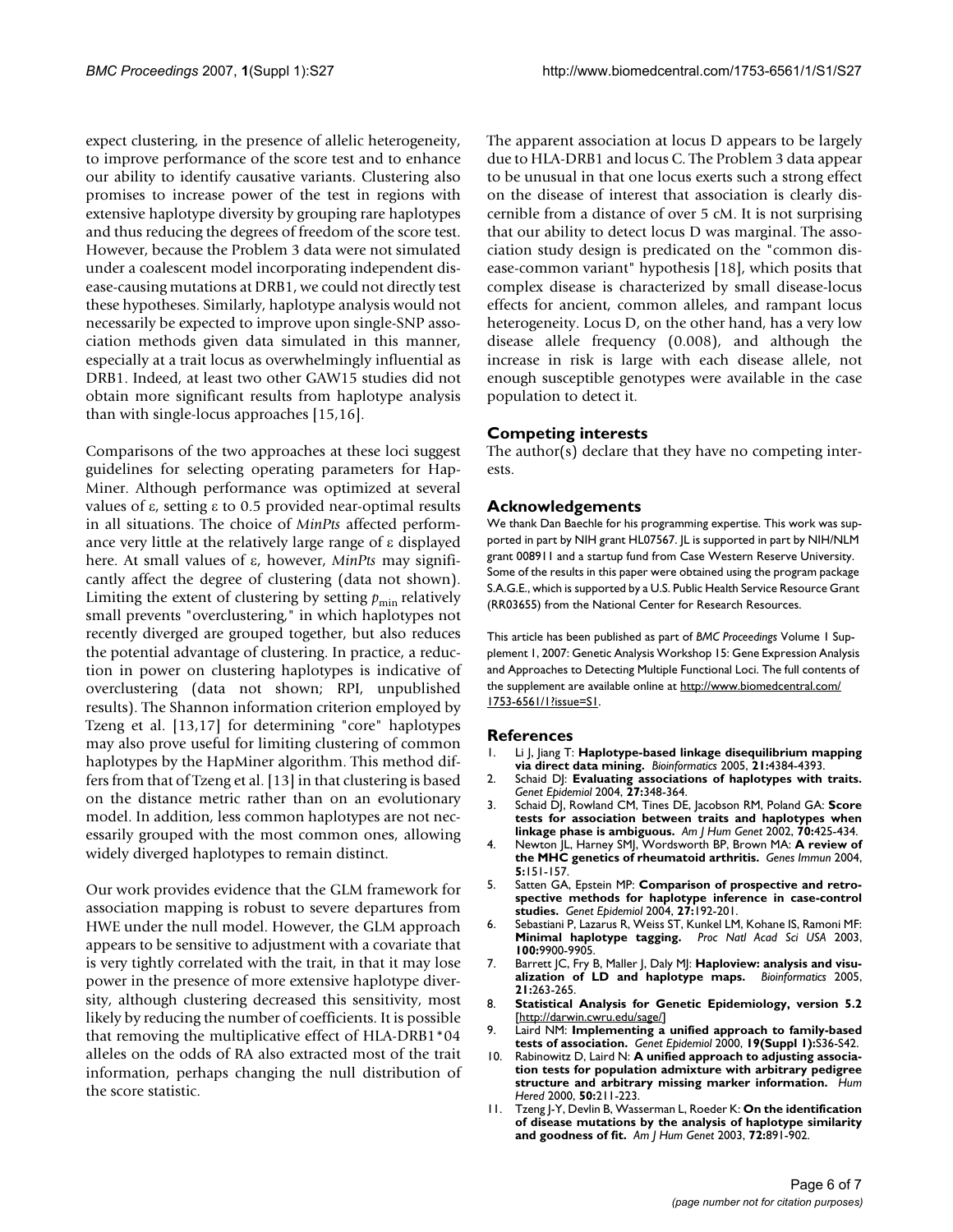expect clustering, in the presence of allelic heterogeneity, to improve performance of the score test and to enhance our ability to identify causative variants. Clustering also promises to increase power of the test in regions with extensive haplotype diversity by grouping rare haplotypes and thus reducing the degrees of freedom of the score test. However, because the Problem 3 data were not simulated under a coalescent model incorporating independent disease-causing mutations at DRB1, we could not directly test these hypotheses. Similarly, haplotype analysis would not necessarily be expected to improve upon single-SNP association methods given data simulated in this manner, especially at a trait locus as overwhelmingly influential as DRB1. Indeed, at least two other GAW15 studies did not obtain more significant results from haplotype analysis than with single-locus approaches [15,16].

Comparisons of the two approaches at these loci suggest guidelines for selecting operating parameters for HapMiner. Although performance was optimized at several values of ε, setting ε to 0.5 provided near-optimal results in all situations. The choice of *MinPts* affected performance very little at the relatively large range of ε displayed here. At small values of ε, however, *MinPts* may significantly affect the degree of clustering (data not shown). Limiting the extent of clustering by setting $p_{\min}$ relatively small prevents "overclustering," in which haplotypes not recently diverged are grouped together, but also reduces the potential advantage of clustering. In practice, a reduction in power on clustering haplotypes is indicative of overclustering (data not shown; RPI, unpublished results). The Shannon information criterion employed by Tzeng et al. [13,17] for determining "core" haplotypes may also prove useful for limiting clustering of common haplotypes by the HapMiner algorithm. This method differs from that of Tzeng et al. [13] in that clustering is based on the distance metric rather than on an evolutionary model. In addition, less common haplotypes are not necessarily grouped with the most common ones, allowing widely diverged haplotypes to remain distinct.

Our work provides evidence that the GLM framework for association mapping is robust to severe departures from HWE under the null model. However, the GLM approach appears to be sensitive to adjustment with a covariate that is very tightly correlated with the trait, in that it may lose power in the presence of more extensive haplotype diversity, although clustering decreased this sensitivity, most likely by reducing the number of coefficients. It is possible that removing the multiplicative effect of HLA-DRB1*04 alleles on the odds of RA also extracted most of the trait information, perhaps changing the null distribution of the score statistic.

The apparent association at locus D appears to be largely due to HLA-DRB1 and locus C. The Problem 3 data appear to be unusual in that one locus exerts such a strong effect on the disease of interest that association is clearly discernible from a distance of over 5 cM. It is not surprising that our ability to detect locus D was marginal. The association study design is predicated on the "common disease-common variant" hypothesis [18], which posits that complex disease is characterized by small disease-locus effects for ancient, common alleles, and rampant locus heterogeneity. Locus D, on the other hand, has a very low disease allele frequency (0.008), and although the increase in risk is large with each disease allele, not enough susceptible genotypes were available in the case population to detect it.

## Competing interests

The author(s) declare that they have no competing interests.

## Acknowledgements

We thank Dan Baechle for his programming expertise. This work was supported in part by NIH grant HL07567. JL is supported in part by NIH/NLM grant 008911 and a startup fund from Case Western Reserve University. Some of the results in this paper were obtained using the program package S.A.G.E., which is supported by a U.S. Public Health Service Resource Grant (RR03655) from the National Center for Research Resources.

This article has been published as part of *BMC Proceedings* Volume 1 Supplement 1, 2007: Genetic Analysis Workshop 15: Gene Expression Analysis and Approaches to Detecting Multiple Functional Loci. The full contents of the supplement are available online at http://www.biomedcentral.com/1753-6561/1?issue=S1.

## References

1. Li J, Jiang T: **Haplotype-based linkage disequilibrium mapping via direct data mining.** *Bioinformatics* 2005, **21:**4384-4393.
2. Schaid DJ: **Evaluating associations of haplotypes with traits.** *Genet Epidemiol* 2004, **27:**348-364.
3. Schaid DJ, Rowland CM, Tines DE, Jacobson RM, Poland GA: **Score tests for association between traits and haplotypes when linkage phase is ambiguous.** *Am J Hum Genet* 2002, **70:**425-434.
4. Newton JL, Harney SMJ, Wordsworth BP, Brown MA: **A review of the MHC genetics of rheumatoid arthritis.** *Genes Immun* 2004, **5:**151-157.
5. Satten GA, Epstein MP: **Comparison of prospective and retrospective methods for haplotype inference in case-control studies.** *Genet Epidemiol* 2004, **27:**192-201.
6. Sebastiani P, Lazarus R, Weiss ST, Kunkel LM, Kohane IS, Ramoni MF: **Minimal haplotype tagging.** *Proc Natl Acad Sci USA* 2003, **100:**9900-9905.
7. Barrett JC, Fry B, Maller J, Daly MJ: **Haploview: analysis and visualization of LD and haplotype maps.** *Bioinformatics* 2005, **21:**263-265.
8. **Statistical Analysis for Genetic Epidemiology, version 5.2** [http://darwin.cwru.edu/sage/]
9. Laird NM: **Implementing a unified approach to family-based tests of association.** *Genet Epidemiol* 2000, **19(Suppl 1):**S36-S42.
10. Rabinowitz D, Laird N: **A unified approach to adjusting association tests for population admixture with arbitrary pedigree structure and arbitrary missing marker information.** *Hum Hered* 2000, **50:**211-223.
11. Tzeng J-Y, Devlin B, Wasserman L, Roeder K: **On the identification of disease mutations by the analysis of haplotype similarity and goodness of fit.** *Am J Hum Genet* 2003, **72:**891-902.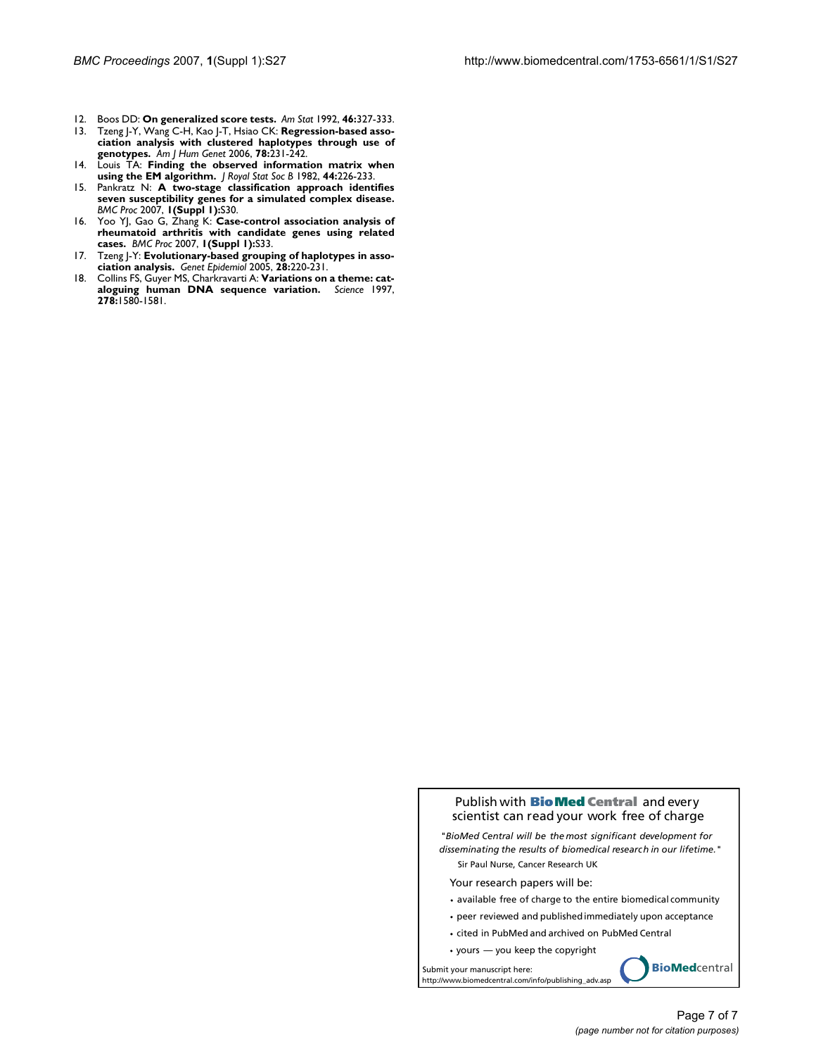12. Boos DD: **On generalized score tests.** *Am Stat* 1992, **46:**327-333.
13. Tzeng J-Y, Wang C-H, Kao J-T, Hsiao CK: **Regression-based association analysis with clustered haplotypes through use of genotypes.** *Am J Hum Genet* 2006, **78:**231-242.
14. Louis TA: **Finding the observed information matrix when using the EM algorithm.** *J Royal Stat Soc B* 1982, **44:**226-233.
15. Pankratz N: **A two-stage classification approach identifies seven susceptibility genes for a simulated complex disease.** *BMC Proc* 2007, **1(Suppl 1):**S30.
16. Yoo YJ, Gao G, Zhang K: **Case-control association analysis of rheumatoid arthritis with candidate genes using related cases.** *BMC Proc* 2007, **1(Suppl 1):**S33.
17. Tzeng J-Y: **Evolutionary-based grouping of haplotypes in association analysis.** *Genet Epidemiol* 2005, **28:**220-231.
18. Collins FS, Guyer MS, Charkravarti A: **Variations on a theme: cataloguing human DNA sequence variation.** *Science* 1997, **278:**1580-1581.

Publish with **BioMed Central** and every scientist can read your work free of charge

*"BioMed Central will be the most significant development for disseminating the results of biomedical research in our lifetime."*

Sir Paul Nurse, Cancer Research UK

Your research papers will be:

- available free of charge to the entire biomedical community
- peer reviewed and published immediately upon acceptance
- cited in PubMed and archived on PubMed Central
- yours — you keep the copyright

Submit your manuscript here:
http://www.biomedcentral.com/info/publishing_adv.asp

**BioMed**central